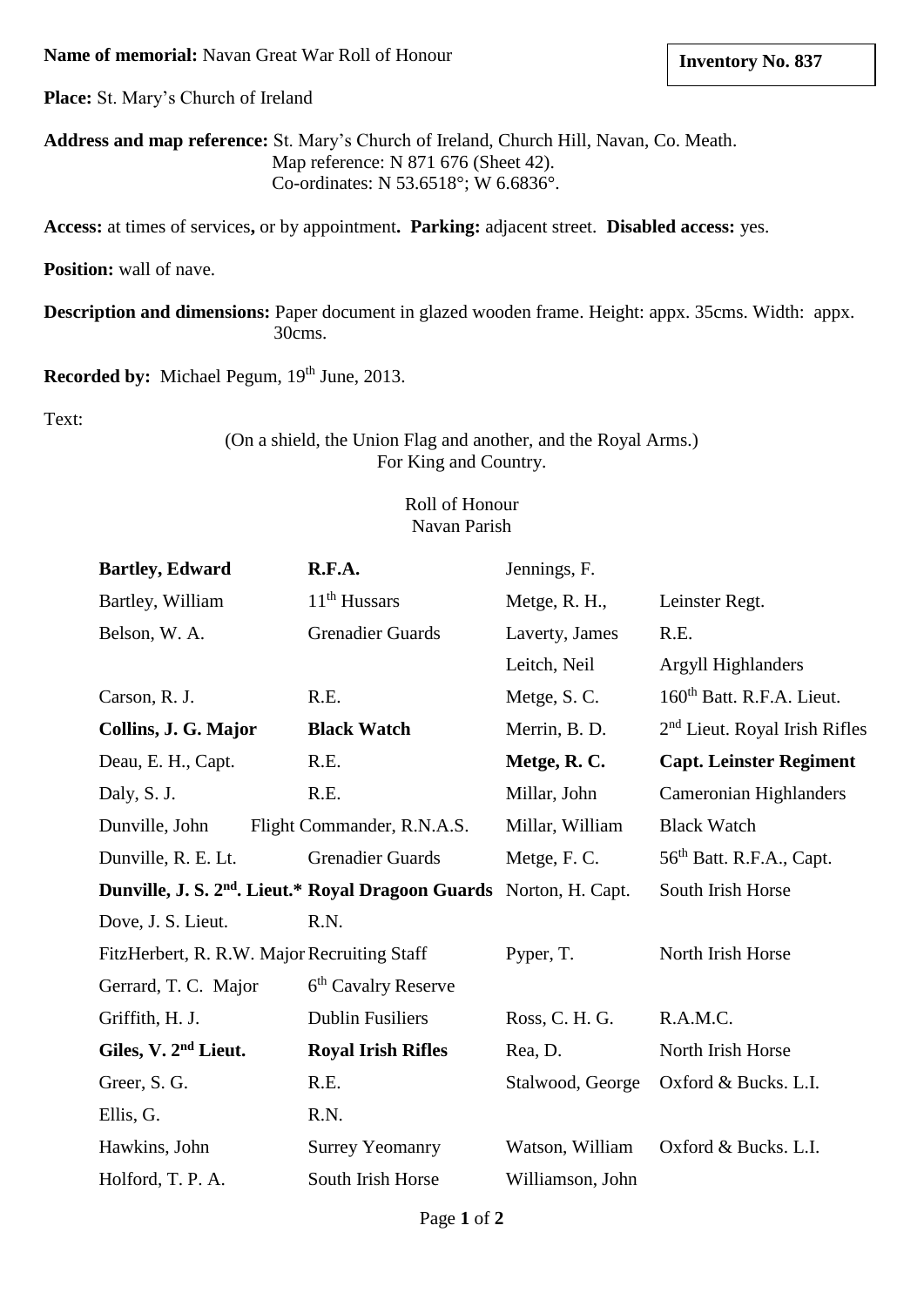**Name of memorial:** Navan Great War Roll of Honour

**Inventory No. 837**

**Place:** St. Mary's Church of Ireland

**Address and map reference:** St. Mary's Church of Ireland, Church Hill, Navan, Co. Meath.
Map reference: N 871 676 (Sheet 42).
Co-ordinates: N 53.6518°; W 6.6836°.

**Access:** at times of services**,** or by appointment**. Parking:** adjacent street. **Disabled access:** yes.

**Position:** wall of nave.

**Description and dimensions:** Paper document in glazed wooden frame. Height: appx. 35cms. Width: appx. 30cms.

**Recorded by:** Michael Pegum, 19th June, 2013.

Text:

(On a shield, the Union Flag and another, and the Royal Arms.)
For King and Country.

Roll of Honour
Navan Parish

| | | | |
|---|---|---|---|
| **Bartley, Edward** | **R.F.A.** | Jennings, F. | |
| Bartley, William | 11th Hussars | Metge, R. H., | Leinster Regt. |
| Belson, W. A. | Grenadier Guards | Laverty, James | R.E. |
| | | Leitch, Neil | Argyll Highlanders |
| Carson, R. J. | R.E. | Metge, S. C. | 160th Batt. R.F.A. Lieut. |
| **Collins, J. G. Major** | **Black Watch** | Merrin, B. D. | 2nd Lieut. Royal Irish Rifles |
| Deau, E. H., Capt. | R.E. | **Metge, R. C.** | **Capt. Leinster Regiment** |
| Daly, S. J. | R.E. | Millar, John | Cameronian Highlanders |
| Dunville, John | Flight Commander, R.N.A.S. | Millar, William | Black Watch |
| Dunville, R. E. Lt. | Grenadier Guards | Metge, F. C. | 56th Batt. R.F.A., Capt. |
| **Dunville, J. S. 2nd. Lieut.*** | **Royal Dragoon Guards** | Norton, H. Capt. | South Irish Horse |
| Dove, J. S. Lieut. | R.N. | | |
| FitzHerbert, R. R.W. Major | Recruiting Staff | Pyper, T. | North Irish Horse |
| Gerrard, T. C. Major | 6th Cavalry Reserve | | |
| Griffith, H. J. | Dublin Fusiliers | Ross, C. H. G. | R.A.M.C. |
| **Giles, V. 2nd Lieut.** | **Royal Irish Rifles** | Rea, D. | North Irish Horse |
| Greer, S. G. | R.E. | Stalwood, George | Oxford & Bucks. L.I. |
| Ellis, G. | R.N. | | |
| Hawkins, John | Surrey Yeomanry | Watson, William | Oxford & Bucks. L.I. |
| Holford, T. P. A. | South Irish Horse | Williamson, John | |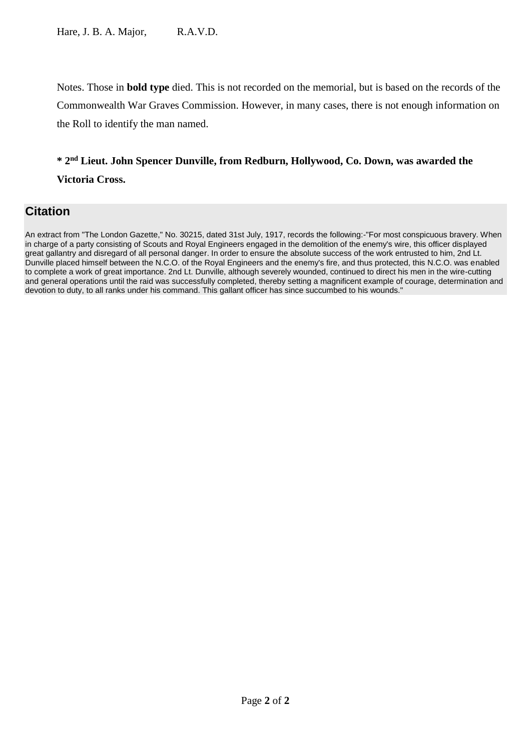Hare, J. B. A. Major, R.A.V.D.

Notes. Those in **bold type** died. This is not recorded on the memorial, but is based on the records of the Commonwealth War Graves Commission. However, in many cases, there is not enough information on the Roll to identify the man named.

**\* 2nd Lieut. John Spencer Dunville, from Redburn, Hollywood, Co. Down, was awarded the Victoria Cross.**

## Citation

An extract from "The London Gazette," No. 30215, dated 31st July, 1917, records the following:-"For most conspicuous bravery. When in charge of a party consisting of Scouts and Royal Engineers engaged in the demolition of the enemy's wire, this officer displayed great gallantry and disregard of all personal danger. In order to ensure the absolute success of the work entrusted to him, 2nd Lt. Dunville placed himself between the N.C.O. of the Royal Engineers and the enemy's fire, and thus protected, this N.C.O. was enabled to complete a work of great importance. 2nd Lt. Dunville, although severely wounded, continued to direct his men in the wire-cutting and general operations until the raid was successfully completed, thereby setting a magnificent example of courage, determination and devotion to duty, to all ranks under his command. This gallant officer has since succumbed to his wounds."